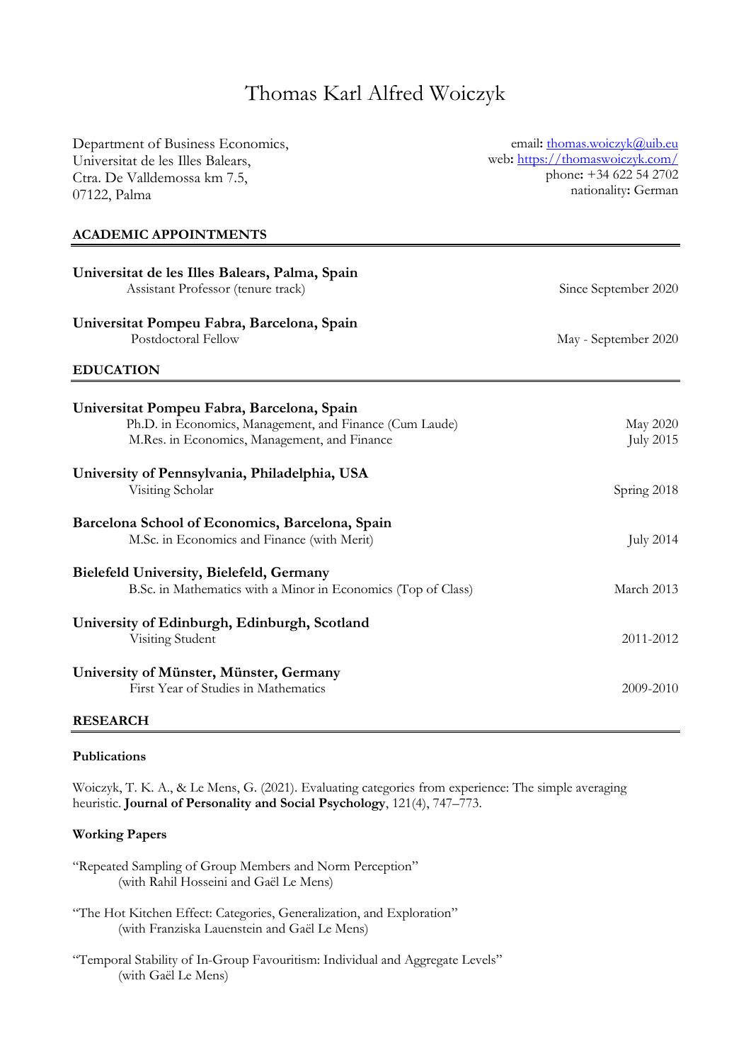# Thomas Karl Alfred Woiczyk

Department of Business Economics,
Universitat de les Illes Balears,
Ctra. De Valldemossa km 7.5,
07122, Palma

email: thomas.woiczyk@uib.eu
web: https://thomaswoiczyk.com/
phone: +34 622 54 2702
nationality: German

## ACADEMIC APPOINTMENTS

**Universitat de les Illes Balears, Palma, Spain**
Assistant Professor (tenure track) — Since September 2020

**Universitat Pompeu Fabra, Barcelona, Spain**
Postdoctoral Fellow — May - September 2020

## EDUCATION

**Universitat Pompeu Fabra, Barcelona, Spain**
Ph.D. in Economics, Management, and Finance (Cum Laude) — May 2020
M.Res. in Economics, Management, and Finance — July 2015

**University of Pennsylvania, Philadelphia, USA**
Visiting Scholar — Spring 2018

**Barcelona School of Economics, Barcelona, Spain**
M.Sc. in Economics and Finance (with Merit) — July 2014

**Bielefeld University, Bielefeld, Germany**
B.Sc. in Mathematics with a Minor in Economics (Top of Class) — March 2013

**University of Edinburgh, Edinburgh, Scotland**
Visiting Student — 2011-2012

**University of Münster, Münster, Germany**
First Year of Studies in Mathematics — 2009-2010

## RESEARCH

### Publications

Woiczyk, T. K. A., & Le Mens, G. (2021). Evaluating categories from experience: The simple averaging heuristic. **Journal of Personality and Social Psychology**, 121(4), 747–773.

### Working Papers

"Repeated Sampling of Group Members and Norm Perception"
(with Rahil Hosseini and Gaël Le Mens)

"The Hot Kitchen Effect: Categories, Generalization, and Exploration"
(with Franziska Lauenstein and Gaël Le Mens)

"Temporal Stability of In-Group Favouritism: Individual and Aggregate Levels"
(with Gaël Le Mens)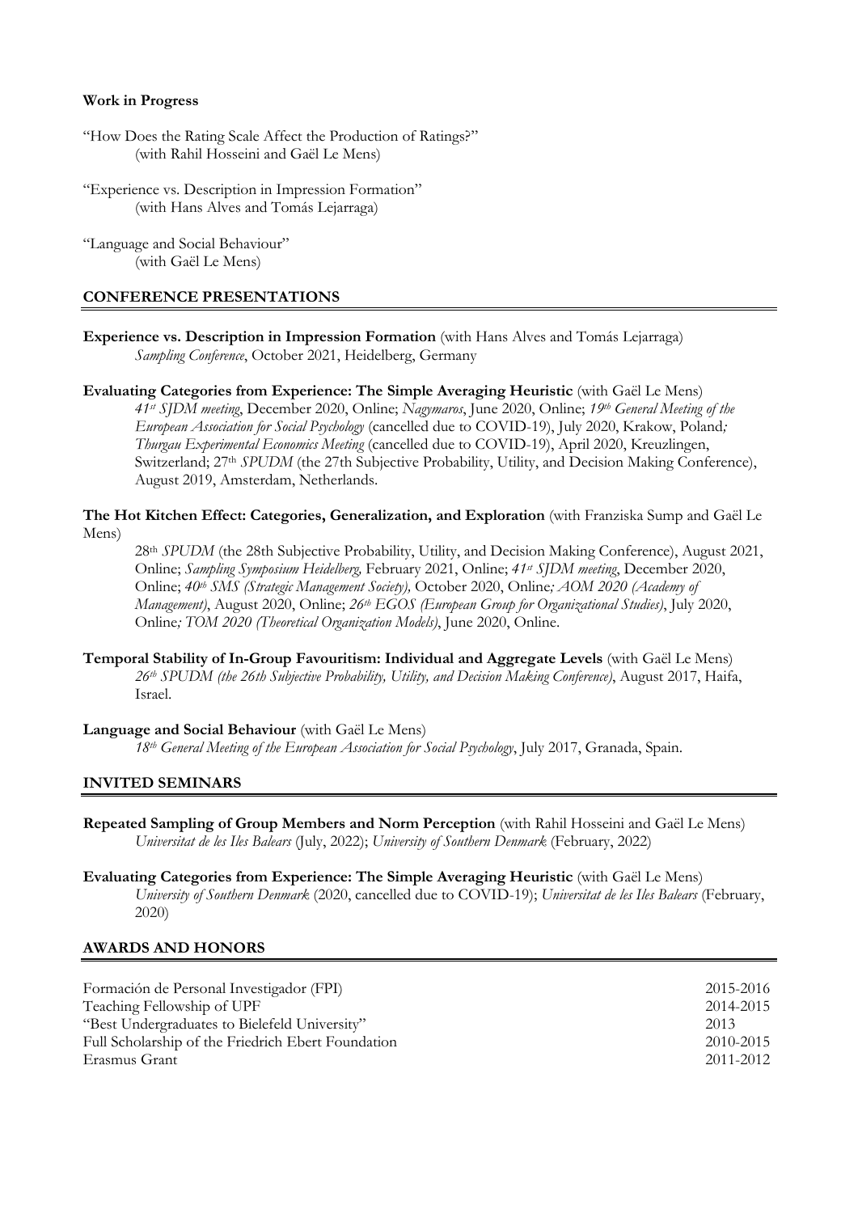**Work in Progress**

"How Does the Rating Scale Affect the Production of Ratings?"
(with Rahil Hosseini and Gaël Le Mens)

"Experience vs. Description in Impression Formation"
(with Hans Alves and Tomás Lejarraga)

"Language and Social Behaviour"
(with Gaël Le Mens)

## CONFERENCE PRESENTATIONS

**Experience vs. Description in Impression Formation** (with Hans Alves and Tomás Lejarraga)
*Sampling Conference*, October 2021, Heidelberg, Germany

**Evaluating Categories from Experience: The Simple Averaging Heuristic** (with Gaël Le Mens)
*41st SJDM meeting*, December 2020, Online; *Nagymaros*, June 2020, Online; *19th General Meeting of the European Association for Social Psychology* (cancelled due to COVID-19), July 2020, Krakow, Poland*; Thurgau Experimental Economics Meeting* (cancelled due to COVID-19), April 2020, Kreuzlingen, Switzerland; 27th *SPUDM* (the 27th Subjective Probability, Utility, and Decision Making Conference), August 2019, Amsterdam, Netherlands.

**The Hot Kitchen Effect: Categories, Generalization, and Exploration** (with Franziska Sump and Gaël Le Mens)
28th *SPUDM* (the 28th Subjective Probability, Utility, and Decision Making Conference), August 2021, Online; *Sampling Symposium Heidelberg,* February 2021, Online; *41st SJDM meeting*, December 2020, Online; *40th SMS (Strategic Management Society),* October 2020, Online*; AOM 2020 (Academy of Management)*, August 2020, Online; *26th EGOS (European Group for Organizational Studies)*, July 2020, Online*; TOM 2020 (Theoretical Organization Models)*, June 2020, Online.

**Temporal Stability of In-Group Favouritism: Individual and Aggregate Levels** (with Gaël Le Mens)
*26th SPUDM (the 26th Subjective Probability, Utility, and Decision Making Conference)*, August 2017, Haifa, Israel.

**Language and Social Behaviour** (with Gaël Le Mens)
*18th General Meeting of the European Association for Social Psychology*, July 2017, Granada, Spain.

## INVITED SEMINARS

**Repeated Sampling of Group Members and Norm Perception** (with Rahil Hosseini and Gaël Le Mens)
*Universitat de les Iles Balears* (July, 2022); *University of Southern Denmark* (February, 2022)

**Evaluating Categories from Experience: The Simple Averaging Heuristic** (with Gaël Le Mens)
*University of Southern Denmark* (2020, cancelled due to COVID-19); *Universitat de les Iles Balears* (February, 2020)

## AWARDS AND HONORS

| | |
|---|---|
| Formación de Personal Investigador (FPI) | 2015-2016 |
| Teaching Fellowship of UPF | 2014-2015 |
| "Best Undergraduates to Bielefeld University" | 2013 |
| Full Scholarship of the Friedrich Ebert Foundation | 2010-2015 |
| Erasmus Grant | 2011-2012 |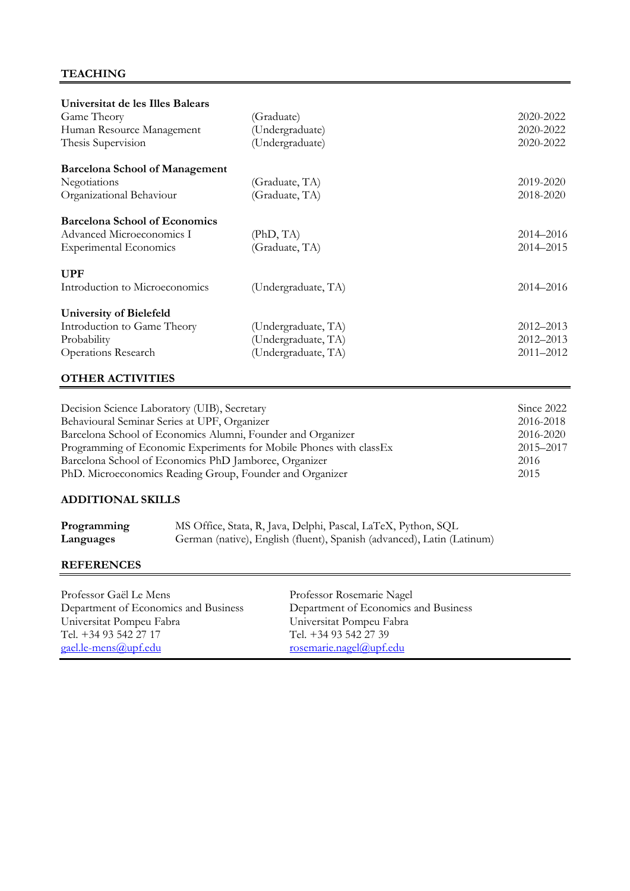## TEACHING

| | | |
|---|---|---|
| **Universitat de les Illes Balears** | | |
| Game Theory | (Graduate) | 2020-2022 |
| Human Resource Management | (Undergraduate) | 2020-2022 |
| Thesis Supervision | (Undergraduate) | 2020-2022 |
| **Barcelona School of Management** | | |
| Negotiations | (Graduate, TA) | 2019-2020 |
| Organizational Behaviour | (Graduate, TA) | 2018-2020 |
| **Barcelona School of Economics** | | |
| Advanced Microeconomics I | (PhD, TA) | 2014–2016 |
| Experimental Economics | (Graduate, TA) | 2014–2015 |
| **UPF** | | |
| Introduction to Microeconomics | (Undergraduate, TA) | 2014–2016 |
| **University of Bielefeld** | | |
| Introduction to Game Theory | (Undergraduate, TA) | 2012–2013 |
| Probability | (Undergraduate, TA) | 2012–2013 |
| Operations Research | (Undergraduate, TA) | 2011–2012 |

## OTHER ACTIVITIES

| | |
|---|---|
| Decision Science Laboratory (UIB), Secretary | Since 2022 |
| Behavioural Seminar Series at UPF, Organizer | 2016-2018 |
| Barcelona School of Economics Alumni, Founder and Organizer | 2016-2020 |
| Programming of Economic Experiments for Mobile Phones with classEx | 2015–2017 |
| Barcelona School of Economics PhD Jamboree, Organizer | 2016 |
| PhD. Microeconomics Reading Group, Founder and Organizer | 2015 |

## ADDITIONAL SKILLS

**Programming** MS Office, Stata, R, Java, Delphi, Pascal, LaTeX, Python, SQL

**Languages** German (native), English (fluent), Spanish (advanced), Latin (Latinum)

## REFERENCES

Professor Gaël Le Mens
Department of Economics and Business
Universitat Pompeu Fabra
Tel. +34 93 542 27 17
gael.le-mens@upf.edu

Professor Rosemarie Nagel
Department of Economics and Business
Universitat Pompeu Fabra
Tel. +34 93 542 27 39
rosemarie.nagel@upf.edu